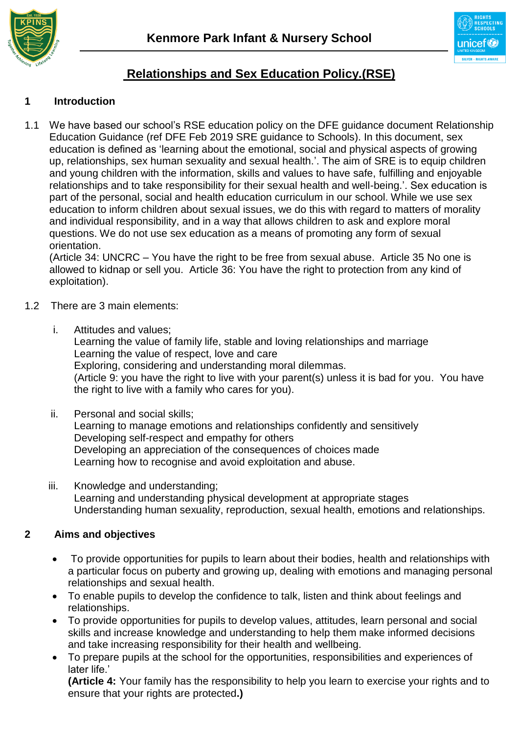# Kenmore Park Infant & Nursery School

## Relationships and Sex Education Policy.(RSE)

### 1 Introduction

1.1 We have based our school's RSE education policy on the DFE guidance document Relationship Education Guidance (ref DFE Feb 2019 SRE guidance to Schools). In this document, sex education is defined as 'learning about the emotional, social and physical aspects of growing up, relationships, sex human sexuality and sexual health.'. The aim of SRE is to equip children and young children with the information, skills and values to have safe, fulfilling and enjoyable relationships and to take responsibility for their sexual health and well-being.'. Sex education is part of the personal, social and health education curriculum in our school. While we use sex education to inform children about sexual issues, we do this with regard to matters of morality and individual responsibility, and in a way that allows children to ask and explore moral questions. We do not use sex education as a means of promoting any form of sexual orientation.
(Article 34: UNCRC – You have the right to be free from sexual abuse. Article 35 No one is allowed to kidnap or sell you. Article 36: You have the right to protection from any kind of exploitation).

1.2 There are 3 main elements:

i. Attitudes and values;
Learning the value of family life, stable and loving relationships and marriage
Learning the value of respect, love and care
Exploring, considering and understanding moral dilemmas.
(Article 9: you have the right to live with your parent(s) unless it is bad for you. You have the right to live with a family who cares for you).

ii. Personal and social skills;
Learning to manage emotions and relationships confidently and sensitively
Developing self-respect and empathy for others
Developing an appreciation of the consequences of choices made
Learning how to recognise and avoid exploitation and abuse.

iii. Knowledge and understanding;
Learning and understanding physical development at appropriate stages
Understanding human sexuality, reproduction, sexual health, emotions and relationships.

### 2 Aims and objectives

- To provide opportunities for pupils to learn about their bodies, health and relationships with a particular focus on puberty and growing up, dealing with emotions and managing personal relationships and sexual health.
- To enable pupils to develop the confidence to talk, listen and think about feelings and relationships.
- To provide opportunities for pupils to develop values, attitudes, learn personal and social skills and increase knowledge and understanding to help them make informed decisions and take increasing responsibility for their health and wellbeing.
- To prepare pupils at the school for the opportunities, responsibilities and experiences of later life.'
**(Article 4:** Your family has the responsibility to help you learn to exercise your rights and to ensure that your rights are protected**.)**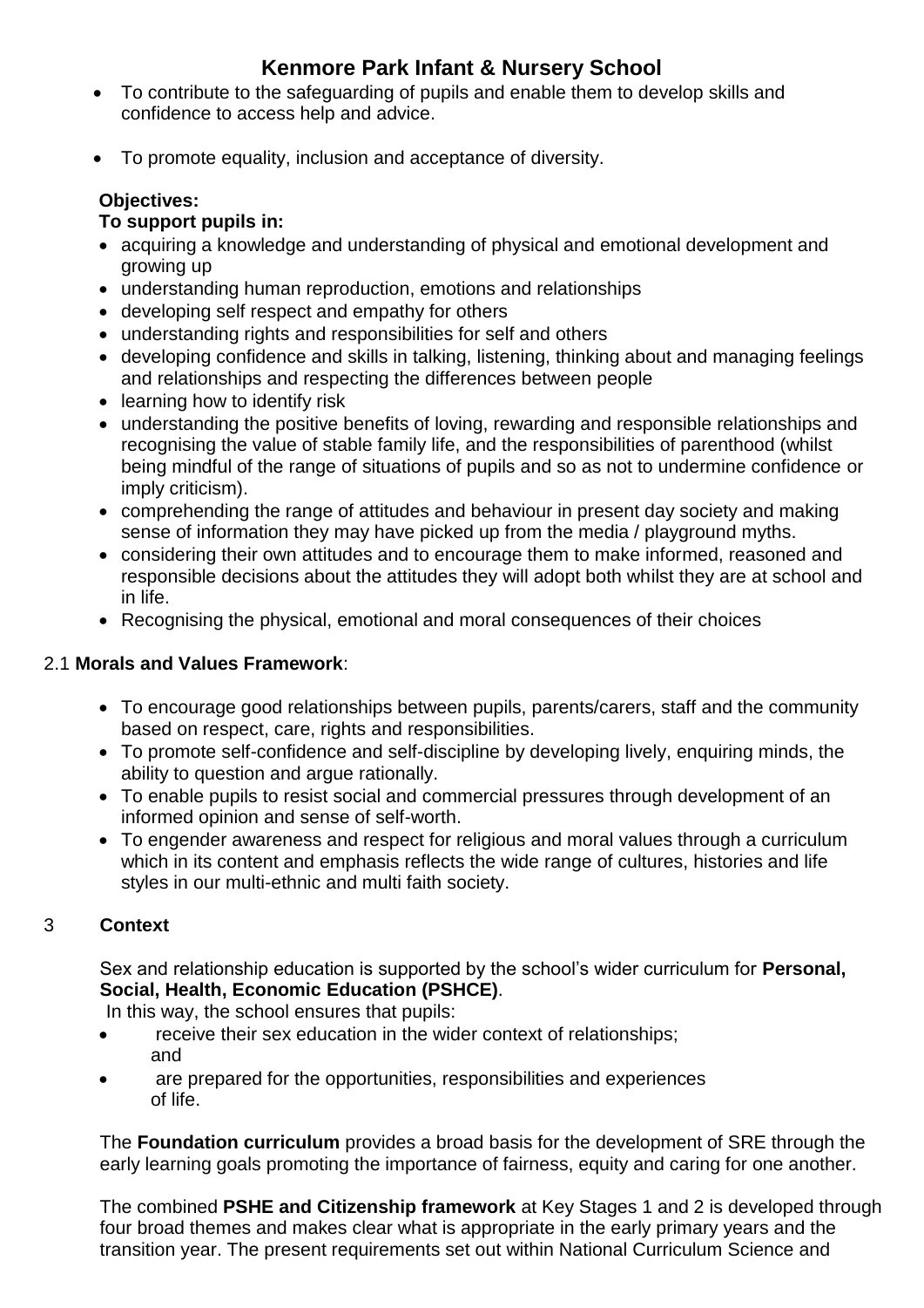- To contribute to the safeguarding of pupils and enable them to develop skills and confidence to access help and advice.

- To promote equality, inclusion and acceptance of diversity.

**Objectives:**

**To support pupils in:**

- acquiring a knowledge and understanding of physical and emotional development and growing up
- understanding human reproduction, emotions and relationships
- developing self respect and empathy for others
- understanding rights and responsibilities for self and others
- developing confidence and skills in talking, listening, thinking about and managing feelings and relationships and respecting the differences between people
- learning how to identify risk
- understanding the positive benefits of loving, rewarding and responsible relationships and recognising the value of stable family life, and the responsibilities of parenthood (whilst being mindful of the range of situations of pupils and so as not to undermine confidence or imply criticism).
- comprehending the range of attitudes and behaviour in present day society and making sense of information they may have picked up from the media / playground myths.
- considering their own attitudes and to encourage them to make informed, reasoned and responsible decisions about the attitudes they will adopt both whilst they are at school and in life.
- Recognising the physical, emotional and moral consequences of their choices

2.1 **Morals and Values Framework**:

- To encourage good relationships between pupils, parents/carers, staff and the community based on respect, care, rights and responsibilities.
- To promote self-confidence and self-discipline by developing lively, enquiring minds, the ability to question and argue rationally.
- To enable pupils to resist social and commercial pressures through development of an informed opinion and sense of self-worth.
- To engender awareness and respect for religious and moral values through a curriculum which in its content and emphasis reflects the wide range of cultures, histories and life styles in our multi-ethnic and multi faith society.

## 3 Context

Sex and relationship education is supported by the school's wider curriculum for **Personal, Social, Health, Economic Education (PSHCE)**.
In this way, the school ensures that pupils:

- receive their sex education in the wider context of relationships; and
- are prepared for the opportunities, responsibilities and experiences of life.

The **Foundation curriculum** provides a broad basis for the development of SRE through the early learning goals promoting the importance of fairness, equity and caring for one another.

The combined **PSHE and Citizenship framework** at Key Stages 1 and 2 is developed through four broad themes and makes clear what is appropriate in the early primary years and the transition year. The present requirements set out within National Curriculum Science and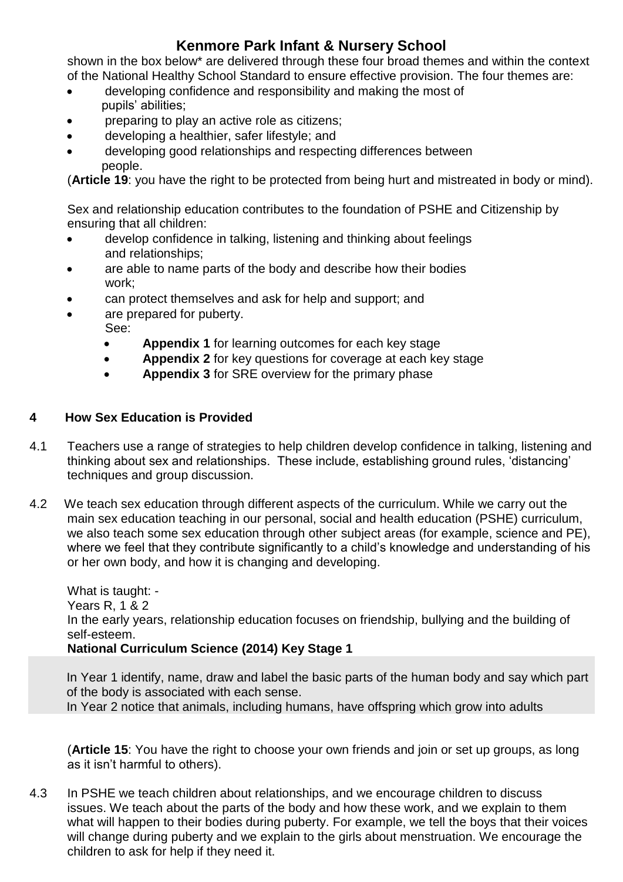shown in the box below* are delivered through these four broad themes and within the context of the National Healthy School Standard to ensure effective provision. The four themes are:

- developing confidence and responsibility and making the most of pupils' abilities;
- preparing to play an active role as citizens;
- developing a healthier, safer lifestyle; and
- developing good relationships and respecting differences between people.

(**Article 19**: you have the right to be protected from being hurt and mistreated in body or mind).

Sex and relationship education contributes to the foundation of PSHE and Citizenship by ensuring that all children:

- develop confidence in talking, listening and thinking about feelings and relationships;
- are able to name parts of the body and describe how their bodies work;
- can protect themselves and ask for help and support; and
- are prepared for puberty.

See:

- **Appendix 1** for learning outcomes for each key stage
- **Appendix 2** for key questions for coverage at each key stage
- **Appendix 3** for SRE overview for the primary phase

## 4 How Sex Education is Provided

4.1 Teachers use a range of strategies to help children develop confidence in talking, listening and thinking about sex and relationships. These include, establishing ground rules, 'distancing' techniques and group discussion.

4.2 We teach sex education through different aspects of the curriculum. While we carry out the main sex education teaching in our personal, social and health education (PSHE) curriculum, we also teach some sex education through other subject areas (for example, science and PE), where we feel that they contribute significantly to a child's knowledge and understanding of his or her own body, and how it is changing and developing.

What is taught: -
Years R, 1 & 2
In the early years, relationship education focuses on friendship, bullying and the building of self-esteem.

**National Curriculum Science (2014) Key Stage 1**

In Year 1 identify, name, draw and label the basic parts of the human body and say which part of the body is associated with each sense.
In Year 2 notice that animals, including humans, have offspring which grow into adults

(**Article 15**: You have the right to choose your own friends and join or set up groups, as long as it isn't harmful to others).

4.3 In PSHE we teach children about relationships, and we encourage children to discuss issues. We teach about the parts of the body and how these work, and we explain to them what will happen to their bodies during puberty. For example, we tell the boys that their voices will change during puberty and we explain to the girls about menstruation. We encourage the children to ask for help if they need it.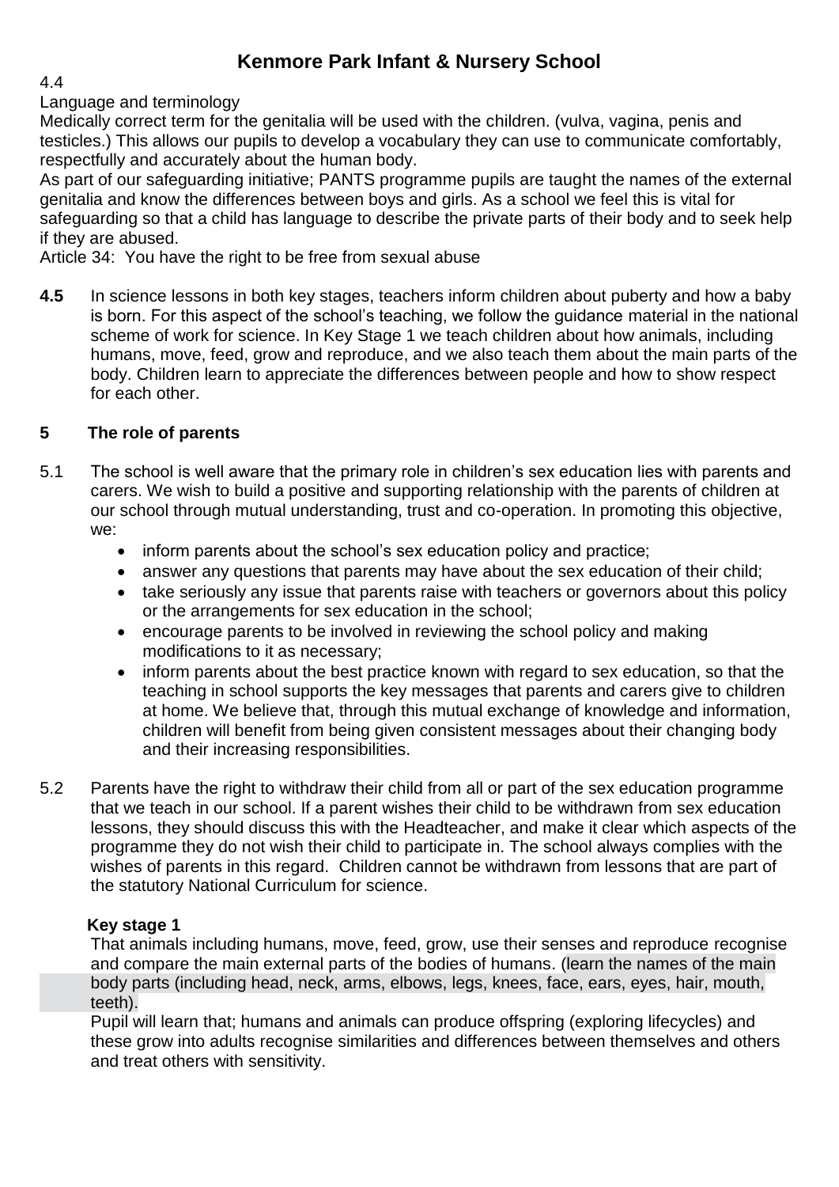# Kenmore Park Infant & Nursery School

4.4

Language and terminology

Medically correct term for the genitalia will be used with the children. (vulva, vagina, penis and testicles.) This allows our pupils to develop a vocabulary they can use to communicate comfortably, respectfully and accurately about the human body.

As part of our safeguarding initiative; PANTS programme pupils are taught the names of the external genitalia and know the differences between boys and girls. As a school we feel this is vital for safeguarding so that a child has language to describe the private parts of their body and to seek help if they are abused.

Article 34: You have the right to be free from sexual abuse

**4.5** In science lessons in both key stages, teachers inform children about puberty and how a baby is born. For this aspect of the school's teaching, we follow the guidance material in the national scheme of work for science. In Key Stage 1 we teach children about how animals, including humans, move, feed, grow and reproduce, and we also teach them about the main parts of the body. Children learn to appreciate the differences between people and how to show respect for each other.

## 5 The role of parents

5.1 The school is well aware that the primary role in children's sex education lies with parents and carers. We wish to build a positive and supporting relationship with the parents of children at our school through mutual understanding, trust and co-operation. In promoting this objective, we:

- inform parents about the school's sex education policy and practice;
- answer any questions that parents may have about the sex education of their child;
- take seriously any issue that parents raise with teachers or governors about this policy or the arrangements for sex education in the school;
- encourage parents to be involved in reviewing the school policy and making modifications to it as necessary;
- inform parents about the best practice known with regard to sex education, so that the teaching in school supports the key messages that parents and carers give to children at home. We believe that, through this mutual exchange of knowledge and information, children will benefit from being given consistent messages about their changing body and their increasing responsibilities.

5.2 Parents have the right to withdraw their child from all or part of the sex education programme that we teach in our school. If a parent wishes their child to be withdrawn from sex education lessons, they should discuss this with the Headteacher, and make it clear which aspects of the programme they do not wish their child to participate in. The school always complies with the wishes of parents in this regard. Children cannot be withdrawn from lessons that are part of the statutory National Curriculum for science.

**Key stage 1**

That animals including humans, move, feed, grow, use their senses and reproduce recognise and compare the main external parts of the bodies of humans. (learn the names of the main body parts (including head, neck, arms, elbows, legs, knees, face, ears, eyes, hair, mouth, teeth).

Pupil will learn that; humans and animals can produce offspring (exploring lifecycles) and these grow into adults recognise similarities and differences between themselves and others and treat others with sensitivity.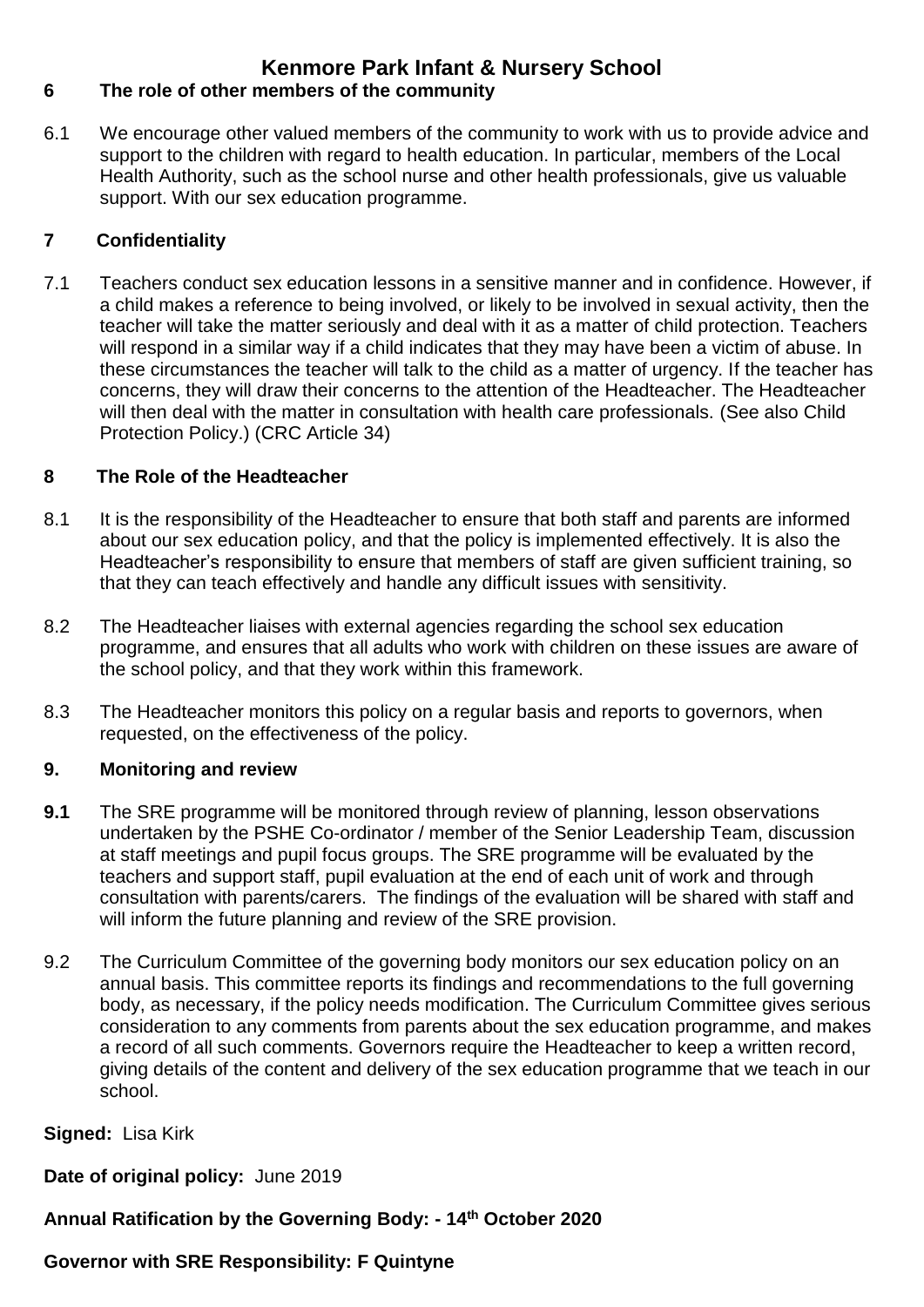# Kenmore Park Infant & Nursery School

## 6 The role of other members of the community

6.1 We encourage other valued members of the community to work with us to provide advice and support to the children with regard to health education. In particular, members of the Local Health Authority, such as the school nurse and other health professionals, give us valuable support. With our sex education programme.

## 7 Confidentiality

7.1 Teachers conduct sex education lessons in a sensitive manner and in confidence. However, if a child makes a reference to being involved, or likely to be involved in sexual activity, then the teacher will take the matter seriously and deal with it as a matter of child protection. Teachers will respond in a similar way if a child indicates that they may have been a victim of abuse. In these circumstances the teacher will talk to the child as a matter of urgency. If the teacher has concerns, they will draw their concerns to the attention of the Headteacher. The Headteacher will then deal with the matter in consultation with health care professionals. (See also Child Protection Policy.) (CRC Article 34)

## 8 The Role of the Headteacher

8.1 It is the responsibility of the Headteacher to ensure that both staff and parents are informed about our sex education policy, and that the policy is implemented effectively. It is also the Headteacher's responsibility to ensure that members of staff are given sufficient training, so that they can teach effectively and handle any difficult issues with sensitivity.

8.2 The Headteacher liaises with external agencies regarding the school sex education programme, and ensures that all adults who work with children on these issues are aware of the school policy, and that they work within this framework.

8.3 The Headteacher monitors this policy on a regular basis and reports to governors, when requested, on the effectiveness of the policy.

## 9. Monitoring and review

**9.1** The SRE programme will be monitored through review of planning, lesson observations undertaken by the PSHE Co-ordinator / member of the Senior Leadership Team, discussion at staff meetings and pupil focus groups. The SRE programme will be evaluated by the teachers and support staff, pupil evaluation at the end of each unit of work and through consultation with parents/carers. The findings of the evaluation will be shared with staff and will inform the future planning and review of the SRE provision.

9.2 The Curriculum Committee of the governing body monitors our sex education policy on an annual basis. This committee reports its findings and recommendations to the full governing body, as necessary, if the policy needs modification. The Curriculum Committee gives serious consideration to any comments from parents about the sex education programme, and makes a record of all such comments. Governors require the Headteacher to keep a written record, giving details of the content and delivery of the sex education programme that we teach in our school.

**Signed:** Lisa Kirk

**Date of original policy:** June 2019

**Annual Ratification by the Governing Body: - 14th October 2020**

**Governor with SRE Responsibility: F Quintyne**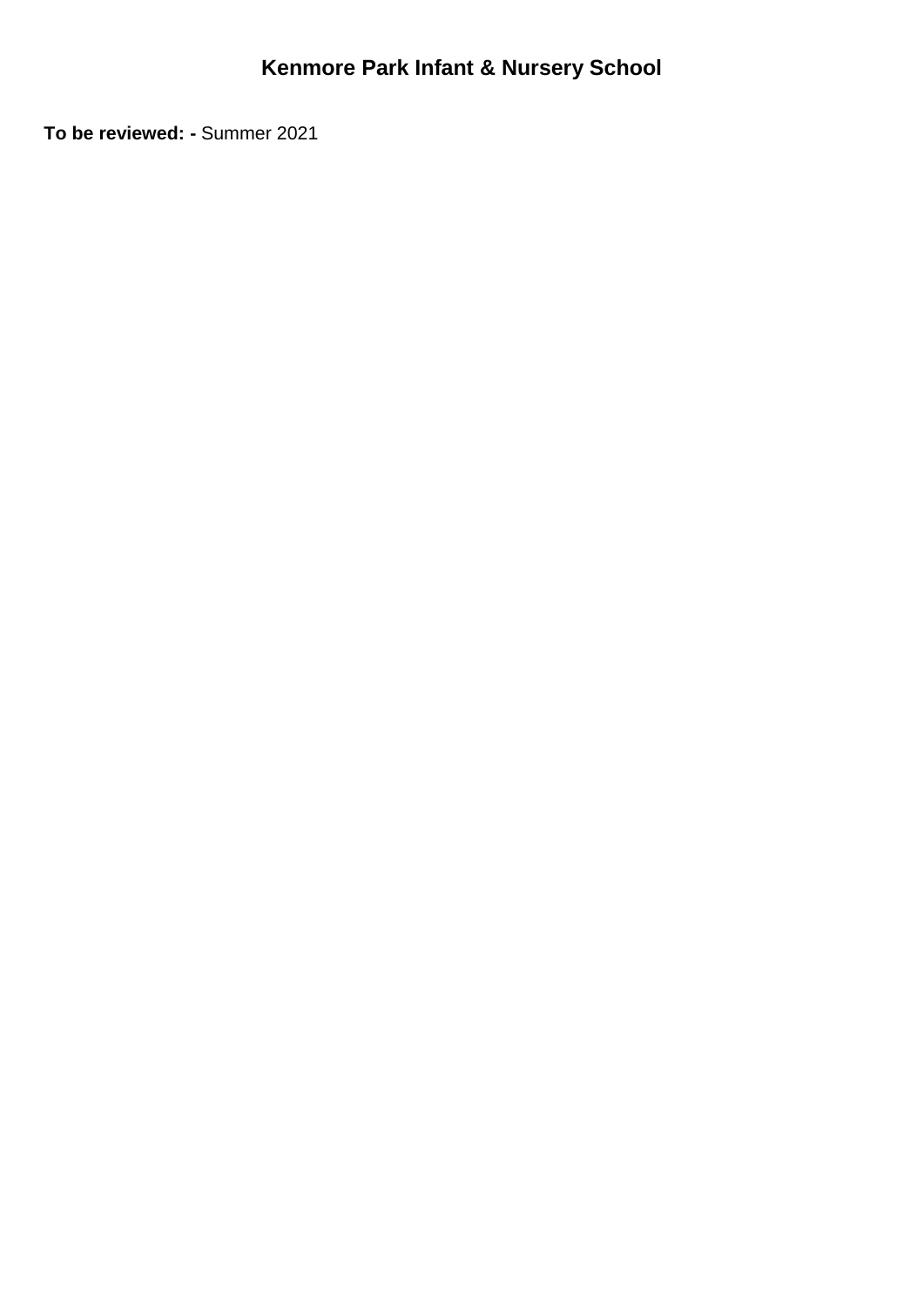# Kenmore Park Infant & Nursery School

**To be reviewed: -** Summer 2021